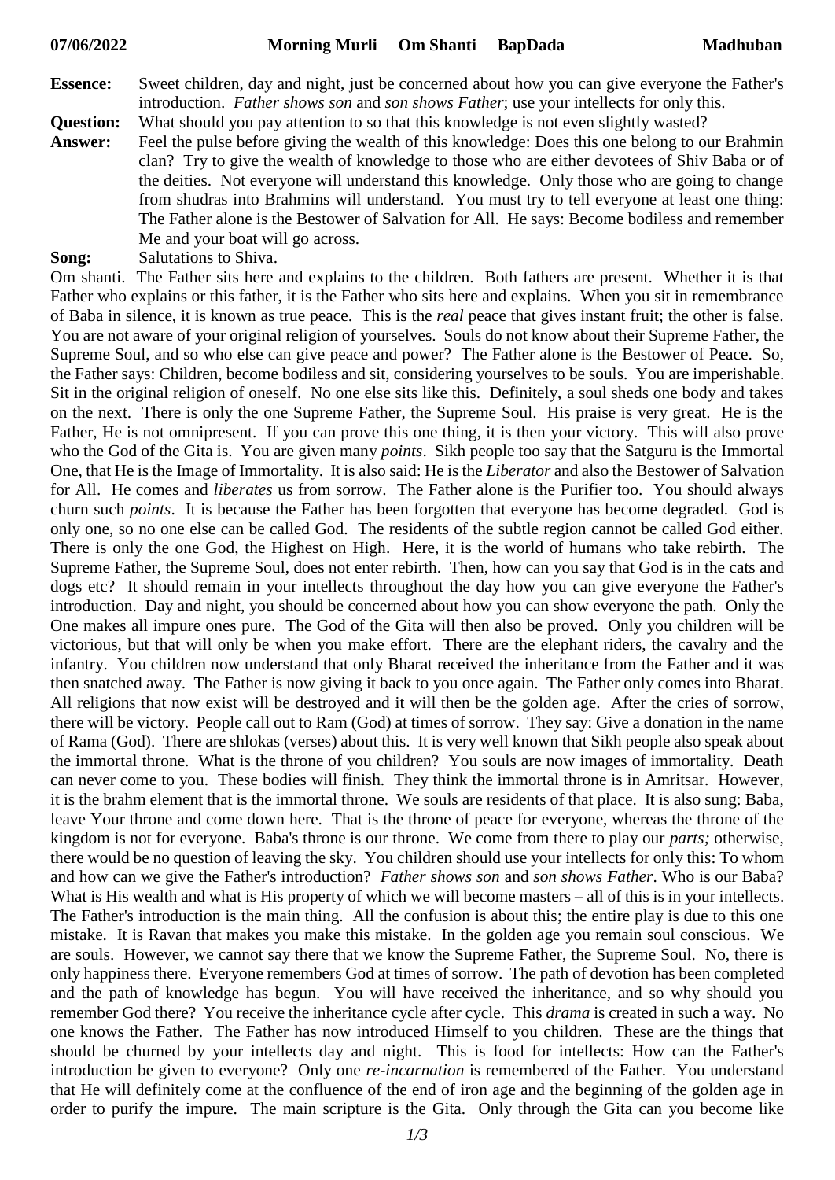**07/06/2022 Morning Murli Om Shanti BapDada Madhuban**

**Essence:** Sweet children, day and night, just be concerned about how you can give everyone the Father's introduction. *Father shows son* and *son shows Father*; use your intellects for only this.

**Question:** What should you pay attention to so that this knowledge is not even slightly wasted?

**Answer:** Feel the pulse before giving the wealth of this knowledge: Does this one belong to our Brahmin clan? Try to give the wealth of knowledge to those who are either devotees of Shiv Baba or of the deities. Not everyone will understand this knowledge. Only those who are going to change from shudras into Brahmins will understand. You must try to tell everyone at least one thing: The Father alone is the Bestower of Salvation for All. He says: Become bodiless and remember Me and your boat will go across.

**Song:** Salutations to Shiva.

Om shanti. The Father sits here and explains to the children. Both fathers are present. Whether it is that Father who explains or this father, it is the Father who sits here and explains. When you sit in remembrance of Baba in silence, it is known as true peace. This is the *real* peace that gives instant fruit; the other is false. You are not aware of your original religion of yourselves. Souls do not know about their Supreme Father, the Supreme Soul, and so who else can give peace and power? The Father alone is the Bestower of Peace. So, the Father says: Children, become bodiless and sit, considering yourselves to be souls. You are imperishable. Sit in the original religion of oneself. No one else sits like this. Definitely, a soul sheds one body and takes on the next. There is only the one Supreme Father, the Supreme Soul. His praise is very great. He is the Father, He is not omnipresent. If you can prove this one thing, it is then your victory. This will also prove who the God of the Gita is. You are given many *points*. Sikh people too say that the Satguru is the Immortal One, that He is the Image of Immortality. It is also said: He is the *Liberator* and also the Bestower of Salvation for All. He comes and *liberates* us from sorrow. The Father alone is the Purifier too. You should always churn such *points*. It is because the Father has been forgotten that everyone has become degraded. God is only one, so no one else can be called God. The residents of the subtle region cannot be called God either. There is only the one God, the Highest on High. Here, it is the world of humans who take rebirth. The Supreme Father, the Supreme Soul, does not enter rebirth. Then, how can you say that God is in the cats and dogs etc? It should remain in your intellects throughout the day how you can give everyone the Father's introduction. Day and night, you should be concerned about how you can show everyone the path. Only the One makes all impure ones pure. The God of the Gita will then also be proved. Only you children will be victorious, but that will only be when you make effort. There are the elephant riders, the cavalry and the infantry. You children now understand that only Bharat received the inheritance from the Father and it was then snatched away. The Father is now giving it back to you once again. The Father only comes into Bharat. All religions that now exist will be destroyed and it will then be the golden age. After the cries of sorrow, there will be victory. People call out to Ram (God) at times of sorrow. They say: Give a donation in the name of Rama (God). There are shlokas (verses) about this. It is very well known that Sikh people also speak about the immortal throne. What is the throne of you children? You souls are now images of immortality. Death can never come to you. These bodies will finish. They think the immortal throne is in Amritsar. However, it is the brahm element that is the immortal throne. We souls are residents of that place. It is also sung: Baba, leave Your throne and come down here. That is the throne of peace for everyone, whereas the throne of the kingdom is not for everyone. Baba's throne is our throne. We come from there to play our *parts;* otherwise, there would be no question of leaving the sky. You children should use your intellects for only this: To whom and how can we give the Father's introduction? *Father shows son* and *son shows Father*. Who is our Baba? What is His wealth and what is His property of which we will become masters – all of this is in your intellects. The Father's introduction is the main thing. All the confusion is about this; the entire play is due to this one mistake. It is Ravan that makes you make this mistake. In the golden age you remain soul conscious. We are souls. However, we cannot say there that we know the Supreme Father, the Supreme Soul. No, there is only happiness there. Everyone remembers God at times of sorrow. The path of devotion has been completed and the path of knowledge has begun. You will have received the inheritance, and so why should you remember God there? You receive the inheritance cycle after cycle. This *drama* is created in such a way. No one knows the Father. The Father has now introduced Himself to you children. These are the things that should be churned by your intellects day and night. This is food for intellects: How can the Father's introduction be given to everyone? Only one *re-incarnation* is remembered of the Father. You understand that He will definitely come at the confluence of the end of iron age and the beginning of the golden age in order to purify the impure. The main scripture is the Gita. Only through the Gita can you become like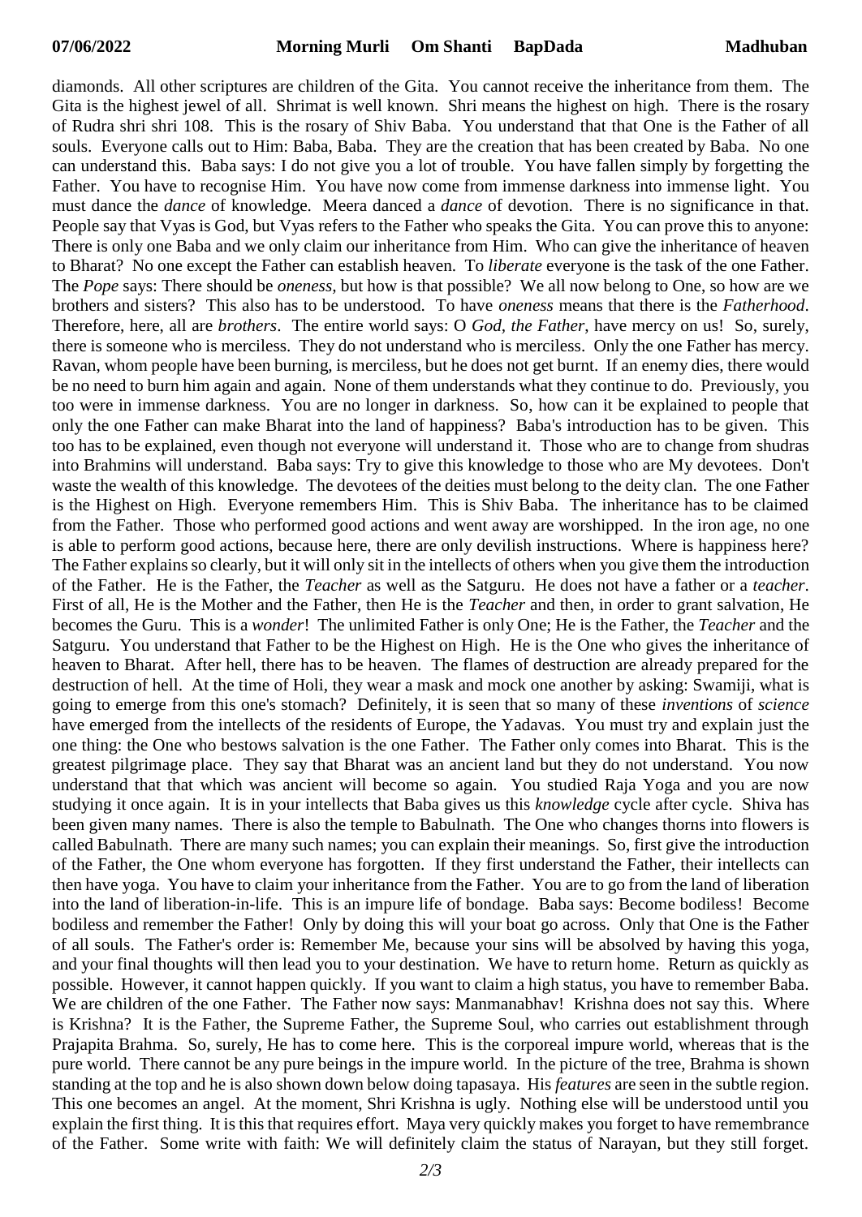diamonds. All other scriptures are children of the Gita. You cannot receive the inheritance from them. The Gita is the highest jewel of all. Shrimat is well known. Shri means the highest on high. There is the rosary of Rudra shri shri 108. This is the rosary of Shiv Baba. You understand that that One is the Father of all souls. Everyone calls out to Him: Baba, Baba. They are the creation that has been created by Baba. No one can understand this. Baba says: I do not give you a lot of trouble. You have fallen simply by forgetting the Father. You have to recognise Him. You have now come from immense darkness into immense light. You must dance the *dance* of knowledge. Meera danced a *dance* of devotion. There is no significance in that. People say that Vyas is God, but Vyas refers to the Father who speaks the Gita. You can prove this to anyone: There is only one Baba and we only claim our inheritance from Him. Who can give the inheritance of heaven to Bharat? No one except the Father can establish heaven. To *liberate* everyone is the task of the one Father. The *Pope* says: There should be *oneness,* but how is that possible? We all now belong to One, so how are we brothers and sisters? This also has to be understood. To have *oneness* means that there is the *Fatherhood*. Therefore, here, all are *brothers*. The entire world says: O *God, the Father,* have mercy on us! So, surely, there is someone who is merciless. They do not understand who is merciless. Only the one Father has mercy. Ravan, whom people have been burning, is merciless, but he does not get burnt. If an enemy dies, there would be no need to burn him again and again. None of them understands what they continue to do. Previously, you too were in immense darkness. You are no longer in darkness. So, how can it be explained to people that only the one Father can make Bharat into the land of happiness? Baba's introduction has to be given. This too has to be explained, even though not everyone will understand it. Those who are to change from shudras into Brahmins will understand. Baba says: Try to give this knowledge to those who are My devotees. Don't waste the wealth of this knowledge. The devotees of the deities must belong to the deity clan. The one Father is the Highest on High. Everyone remembers Him. This is Shiv Baba. The inheritance has to be claimed from the Father. Those who performed good actions and went away are worshipped. In the iron age, no one is able to perform good actions, because here, there are only devilish instructions. Where is happiness here? The Father explains so clearly, but it will only sit in the intellects of others when you give them the introduction of the Father. He is the Father, the *Teacher* as well as the Satguru. He does not have a father or a *teacher*. First of all, He is the Mother and the Father, then He is the *Teacher* and then, in order to grant salvation, He becomes the Guru. This is a *wonder*! The unlimited Father is only One; He is the Father, the *Teacher* and the Satguru. You understand that Father to be the Highest on High. He is the One who gives the inheritance of heaven to Bharat. After hell, there has to be heaven. The flames of destruction are already prepared for the destruction of hell. At the time of Holi, they wear a mask and mock one another by asking: Swamiji, what is going to emerge from this one's stomach? Definitely, it is seen that so many of these *inventions* of *science* have emerged from the intellects of the residents of Europe, the Yadavas. You must try and explain just the one thing: the One who bestows salvation is the one Father. The Father only comes into Bharat. This is the greatest pilgrimage place. They say that Bharat was an ancient land but they do not understand. You now understand that that which was ancient will become so again. You studied Raja Yoga and you are now studying it once again. It is in your intellects that Baba gives us this *knowledge* cycle after cycle. Shiva has been given many names. There is also the temple to Babulnath. The One who changes thorns into flowers is called Babulnath. There are many such names; you can explain their meanings. So, first give the introduction of the Father, the One whom everyone has forgotten. If they first understand the Father, their intellects can then have yoga. You have to claim your inheritance from the Father. You are to go from the land of liberation into the land of liberation-in-life. This is an impure life of bondage. Baba says: Become bodiless! Become bodiless and remember the Father! Only by doing this will your boat go across. Only that One is the Father of all souls. The Father's order is: Remember Me, because your sins will be absolved by having this yoga, and your final thoughts will then lead you to your destination. We have to return home. Return as quickly as possible. However, it cannot happen quickly. If you want to claim a high status, you have to remember Baba. We are children of the one Father. The Father now says: Manmanabhav! Krishna does not say this. Where is Krishna? It is the Father, the Supreme Father, the Supreme Soul, who carries out establishment through Prajapita Brahma. So, surely, He has to come here. This is the corporeal impure world, whereas that is the pure world. There cannot be any pure beings in the impure world. In the picture of the tree, Brahma is shown standing at the top and he is also shown down below doing tapasaya. His *features* are seen in the subtle region. This one becomes an angel. At the moment, Shri Krishna is ugly. Nothing else will be understood until you explain the first thing. It is this that requires effort. Maya very quickly makes you forget to have remembrance of the Father. Some write with faith: We will definitely claim the status of Narayan, but they still forget.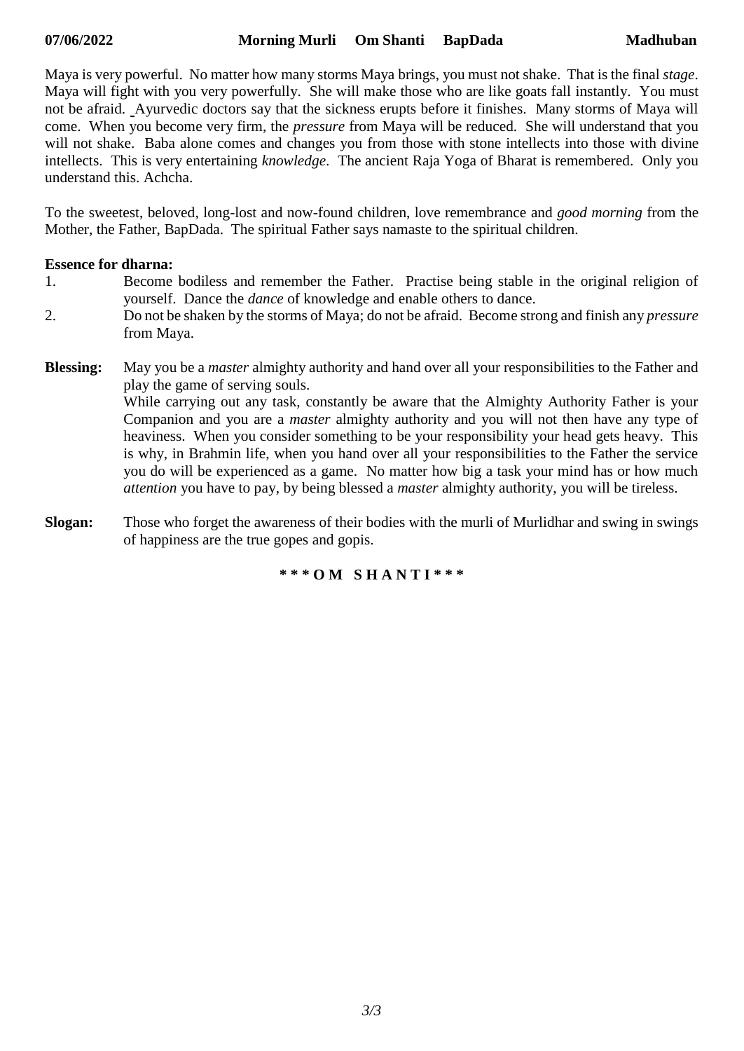Maya is very powerful. No matter how many storms Maya brings, you must not shake. That is the final *stage*. Maya will fight with you very powerfully. She will make those who are like goats fall instantly. You must not be afraid. Ayurvedic doctors say that the sickness erupts before it finishes. Many storms of Maya will come. When you become very firm, the *pressure* from Maya will be reduced. She will understand that you will not shake. Baba alone comes and changes you from those with stone intellects into those with divine intellects. This is very entertaining *knowledge*. The ancient Raja Yoga of Bharat is remembered. Only you understand this. Achcha.

To the sweetest, beloved, long-lost and now-found children, love remembrance and *good morning* from the Mother, the Father, BapDada. The spiritual Father says namaste to the spiritual children.

**Essence for dharna:**

1. Become bodiless and remember the Father. Practise being stable in the original religion of yourself. Dance the *dance* of knowledge and enable others to dance.
2. Do not be shaken by the storms of Maya; do not be afraid. Become strong and finish any *pressure* from Maya.

**Blessing:** May you be a *master* almighty authority and hand over all your responsibilities to the Father and play the game of serving souls.

While carrying out any task, constantly be aware that the Almighty Authority Father is your Companion and you are a *master* almighty authority and you will not then have any type of heaviness. When you consider something to be your responsibility your head gets heavy. This is why, in Brahmin life, when you hand over all your responsibilities to the Father the service you do will be experienced as a game. No matter how big a task your mind has or how much *attention* you have to pay, by being blessed a *master* almighty authority, you will be tireless.

**Slogan:** Those who forget the awareness of their bodies with the murli of Murlidhar and swing in swings of happiness are the true gopes and gopis.

**\* \* \* O M S H A N T I \* \* \***